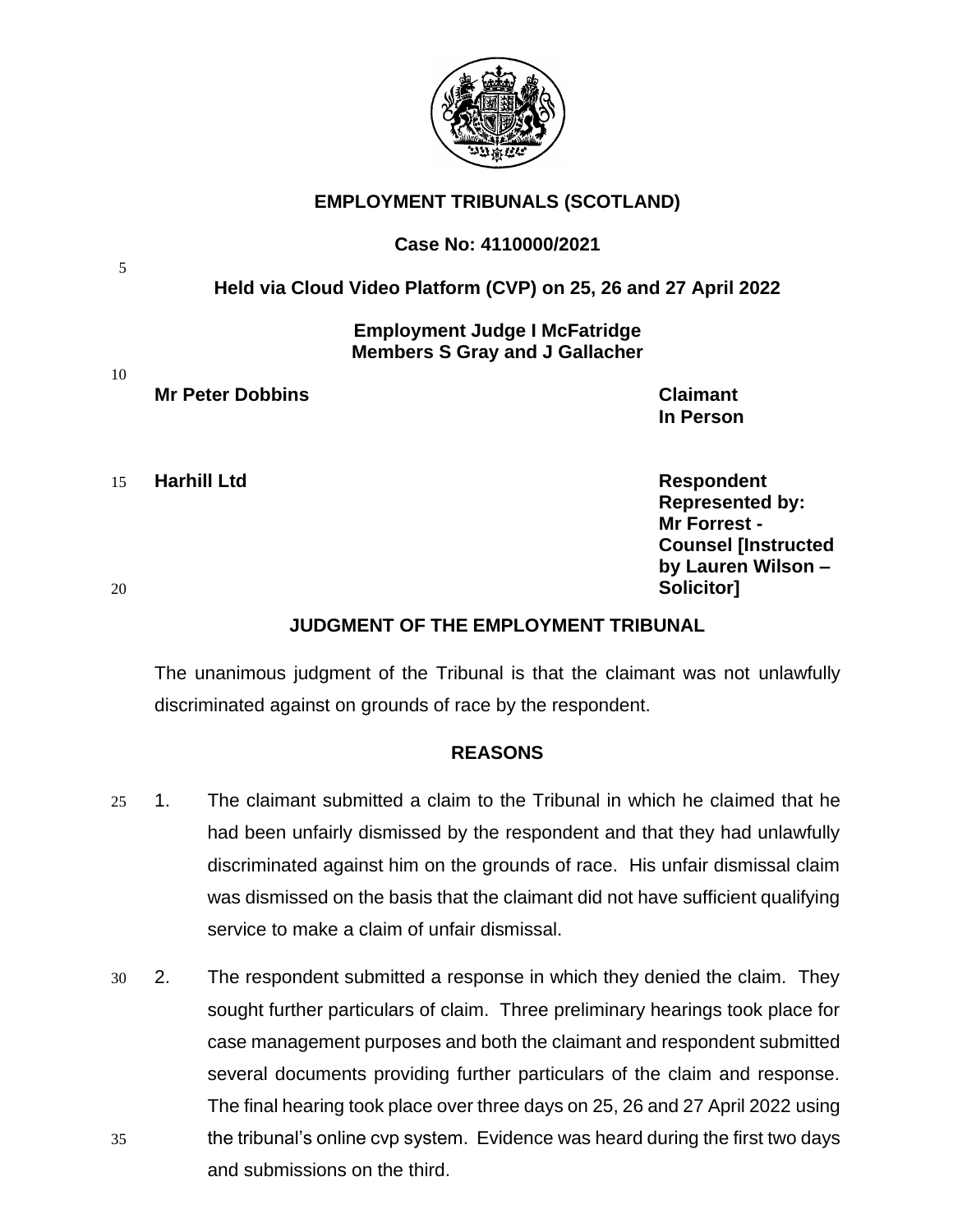**EMPLOYMENT TRIBUNALS (SCOTLAND)**

**Case No: 4110000/2021**

**Held via Cloud Video Platform (CVP) on 25, 26 and 27 April 2022**

**Employment Judge I McFatridge**
**Members S Gray and J Gallacher**

| | |
|---|---|
| **Mr Peter Dobbins** | **Claimant**<br>**In Person** |
| **Harhill Ltd** | **Respondent**<br>**Represented by:**<br>**Mr Forrest - Counsel [Instructed by Lauren Wilson – Solicitor]** |

## JUDGMENT OF THE EMPLOYMENT TRIBUNAL

The unanimous judgment of the Tribunal is that the claimant was not unlawfully discriminated against on grounds of race by the respondent.

## REASONS

1. The claimant submitted a claim to the Tribunal in which he claimed that he had been unfairly dismissed by the respondent and that they had unlawfully discriminated against him on the grounds of race. His unfair dismissal claim was dismissed on the basis that the claimant did not have sufficient qualifying service to make a claim of unfair dismissal.

2. The respondent submitted a response in which they denied the claim. They sought further particulars of claim. Three preliminary hearings took place for case management purposes and both the claimant and respondent submitted several documents providing further particulars of the claim and response. The final hearing took place over three days on 25, 26 and 27 April 2022 using the tribunal's online cvp system. Evidence was heard during the first two days and submissions on the third.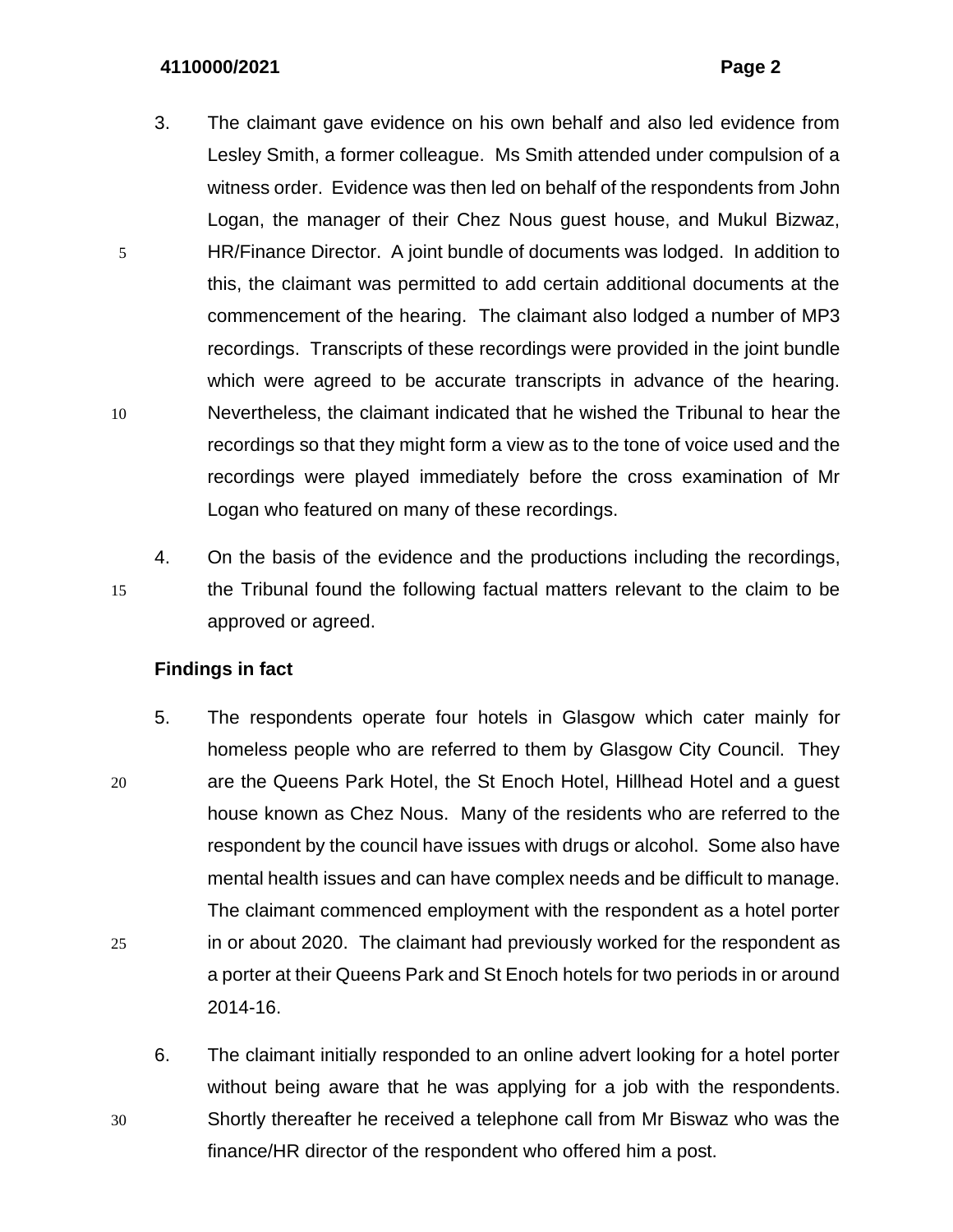3. The claimant gave evidence on his own behalf and also led evidence from Lesley Smith, a former colleague. Ms Smith attended under compulsion of a witness order. Evidence was then led on behalf of the respondents from John Logan, the manager of their Chez Nous guest house, and Mukul Bizwaz, HR/Finance Director. A joint bundle of documents was lodged. In addition to this, the claimant was permitted to add certain additional documents at the commencement of the hearing. The claimant also lodged a number of MP3 recordings. Transcripts of these recordings were provided in the joint bundle which were agreed to be accurate transcripts in advance of the hearing. Nevertheless, the claimant indicated that he wished the Tribunal to hear the recordings so that they might form a view as to the tone of voice used and the recordings were played immediately before the cross examination of Mr Logan who featured on many of these recordings.

4. On the basis of the evidence and the productions including the recordings, the Tribunal found the following factual matters relevant to the claim to be approved or agreed.

**Findings in fact**

5. The respondents operate four hotels in Glasgow which cater mainly for homeless people who are referred to them by Glasgow City Council. They are the Queens Park Hotel, the St Enoch Hotel, Hillhead Hotel and a guest house known as Chez Nous. Many of the residents who are referred to the respondent by the council have issues with drugs or alcohol. Some also have mental health issues and can have complex needs and be difficult to manage. The claimant commenced employment with the respondent as a hotel porter in or about 2020. The claimant had previously worked for the respondent as a porter at their Queens Park and St Enoch hotels for two periods in or around 2014-16.

6. The claimant initially responded to an online advert looking for a hotel porter without being aware that he was applying for a job with the respondents. Shortly thereafter he received a telephone call from Mr Biswaz who was the finance/HR director of the respondent who offered him a post.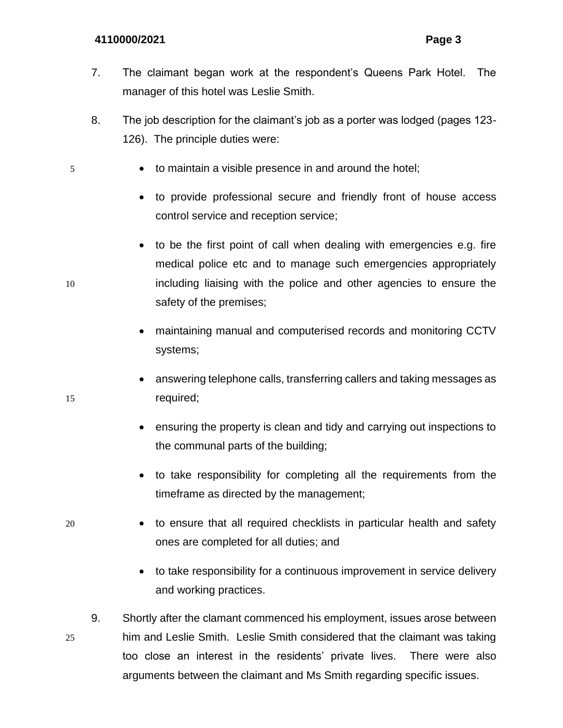7. The claimant began work at the respondent's Queens Park Hotel. The manager of this hotel was Leslie Smith.

8. The job description for the claimant's job as a porter was lodged (pages 123-126). The principle duties were:

   - to maintain a visible presence in and around the hotel;
   - to provide professional secure and friendly front of house access control service and reception service;
   - to be the first point of call when dealing with emergencies e.g. fire medical police etc and to manage such emergencies appropriately including liaising with the police and other agencies to ensure the safety of the premises;
   - maintaining manual and computerised records and monitoring CCTV systems;
   - answering telephone calls, transferring callers and taking messages as required;
   - ensuring the property is clean and tidy and carrying out inspections to the communal parts of the building;
   - to take responsibility for completing all the requirements from the timeframe as directed by the management;
   - to ensure that all required checklists in particular health and safety ones are completed for all duties; and
   - to take responsibility for a continuous improvement in service delivery and working practices.

9. Shortly after the clamant commenced his employment, issues arose between him and Leslie Smith. Leslie Smith considered that the claimant was taking too close an interest in the residents' private lives. There were also arguments between the claimant and Ms Smith regarding specific issues.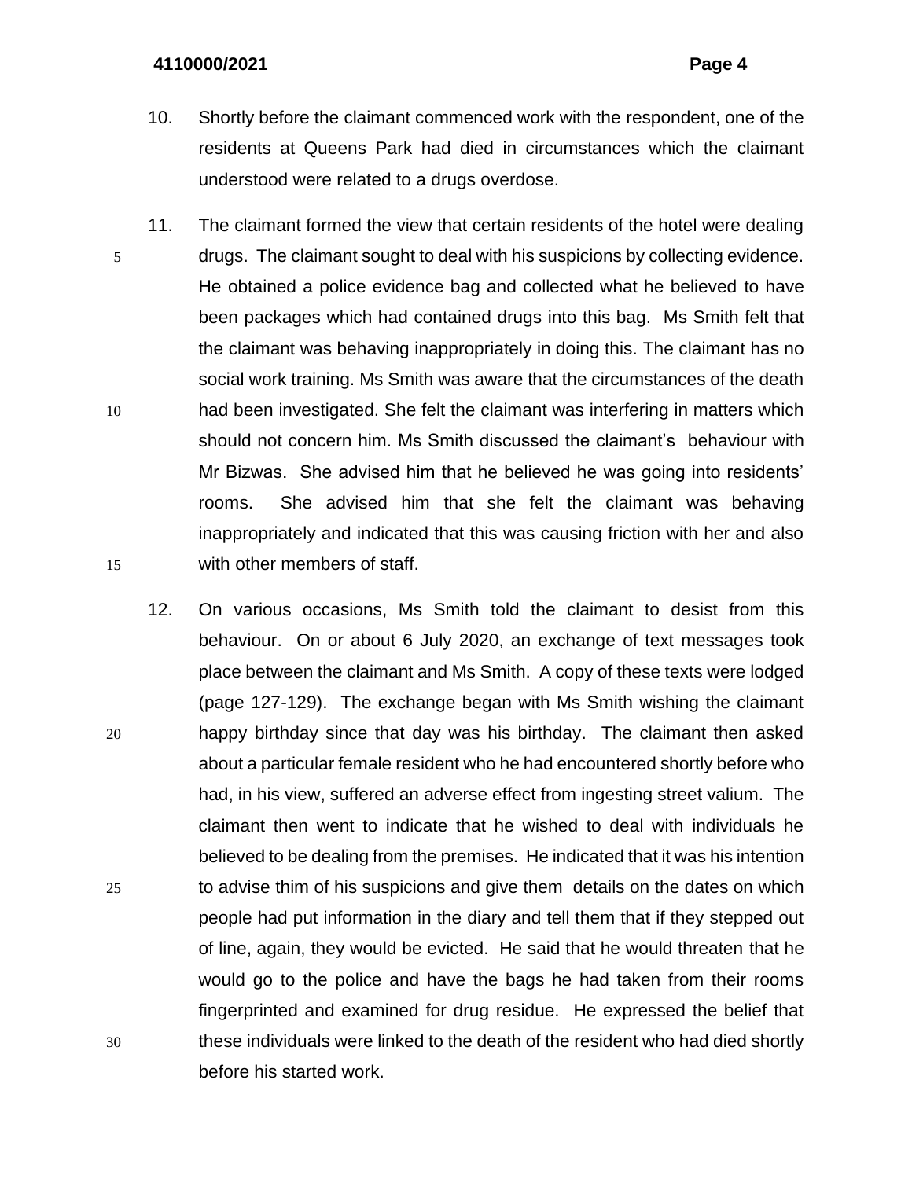10. Shortly before the claimant commenced work with the respondent, one of the residents at Queens Park had died in circumstances which the claimant understood were related to a drugs overdose.

11. The claimant formed the view that certain residents of the hotel were dealing drugs. The claimant sought to deal with his suspicions by collecting evidence. He obtained a police evidence bag and collected what he believed to have been packages which had contained drugs into this bag. Ms Smith felt that the claimant was behaving inappropriately in doing this. The claimant has no social work training. Ms Smith was aware that the circumstances of the death had been investigated. She felt the claimant was interfering in matters which should not concern him. Ms Smith discussed the claimant's behaviour with Mr Bizwas. She advised him that he believed he was going into residents' rooms. She advised him that she felt the claimant was behaving inappropriately and indicated that this was causing friction with her and also with other members of staff.

12. On various occasions, Ms Smith told the claimant to desist from this behaviour. On or about 6 July 2020, an exchange of text messages took place between the claimant and Ms Smith. A copy of these texts were lodged (page 127-129). The exchange began with Ms Smith wishing the claimant happy birthday since that day was his birthday. The claimant then asked about a particular female resident who he had encountered shortly before who had, in his view, suffered an adverse effect from ingesting street valium. The claimant then went to indicate that he wished to deal with individuals he believed to be dealing from the premises. He indicated that it was his intention to advise thim of his suspicions and give them details on the dates on which people had put information in the diary and tell them that if they stepped out of line, again, they would be evicted. He said that he would threaten that he would go to the police and have the bags he had taken from their rooms fingerprinted and examined for drug residue. He expressed the belief that these individuals were linked to the death of the resident who had died shortly before his started work.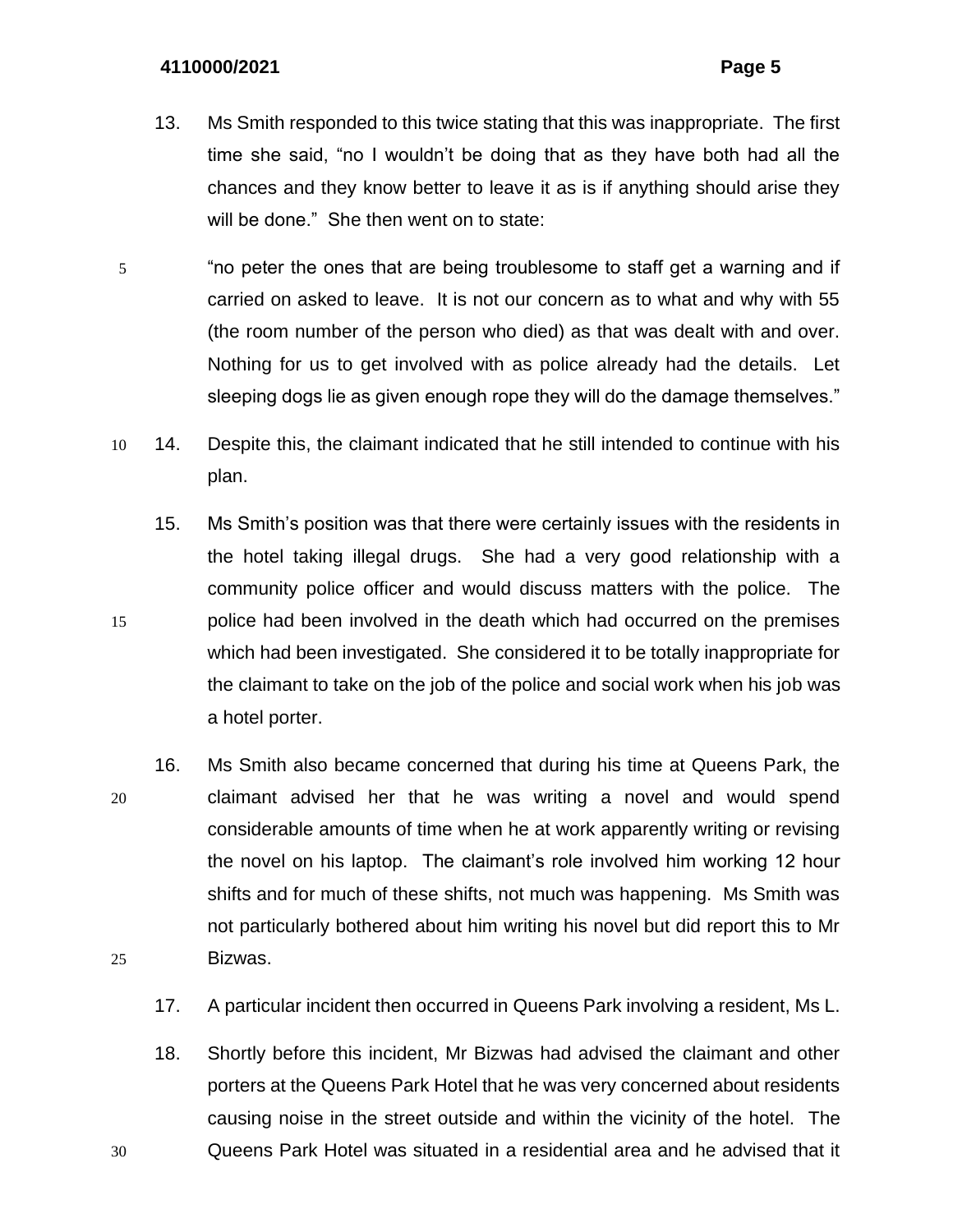13. Ms Smith responded to this twice stating that this was inappropriate. The first time she said, "no I wouldn't be doing that as they have both had all the chances and they know better to leave it as is if anything should arise they will be done." She then went on to state:

    "no peter the ones that are being troublesome to staff get a warning and if carried on asked to leave. It is not our concern as to what and why with 55 (the room number of the person who died) as that was dealt with and over. Nothing for us to get involved with as police already had the details. Let sleeping dogs lie as given enough rope they will do the damage themselves."

14. Despite this, the claimant indicated that he still intended to continue with his plan.

15. Ms Smith's position was that there were certainly issues with the residents in the hotel taking illegal drugs. She had a very good relationship with a community police officer and would discuss matters with the police. The police had been involved in the death which had occurred on the premises which had been investigated. She considered it to be totally inappropriate for the claimant to take on the job of the police and social work when his job was a hotel porter.

16. Ms Smith also became concerned that during his time at Queens Park, the claimant advised her that he was writing a novel and would spend considerable amounts of time when he at work apparently writing or revising the novel on his laptop. The claimant's role involved him working 12 hour shifts and for much of these shifts, not much was happening. Ms Smith was not particularly bothered about him writing his novel but did report this to Mr Bizwas.

17. A particular incident then occurred in Queens Park involving a resident, Ms L.

18. Shortly before this incident, Mr Bizwas had advised the claimant and other porters at the Queens Park Hotel that he was very concerned about residents causing noise in the street outside and within the vicinity of the hotel. The Queens Park Hotel was situated in a residential area and he advised that it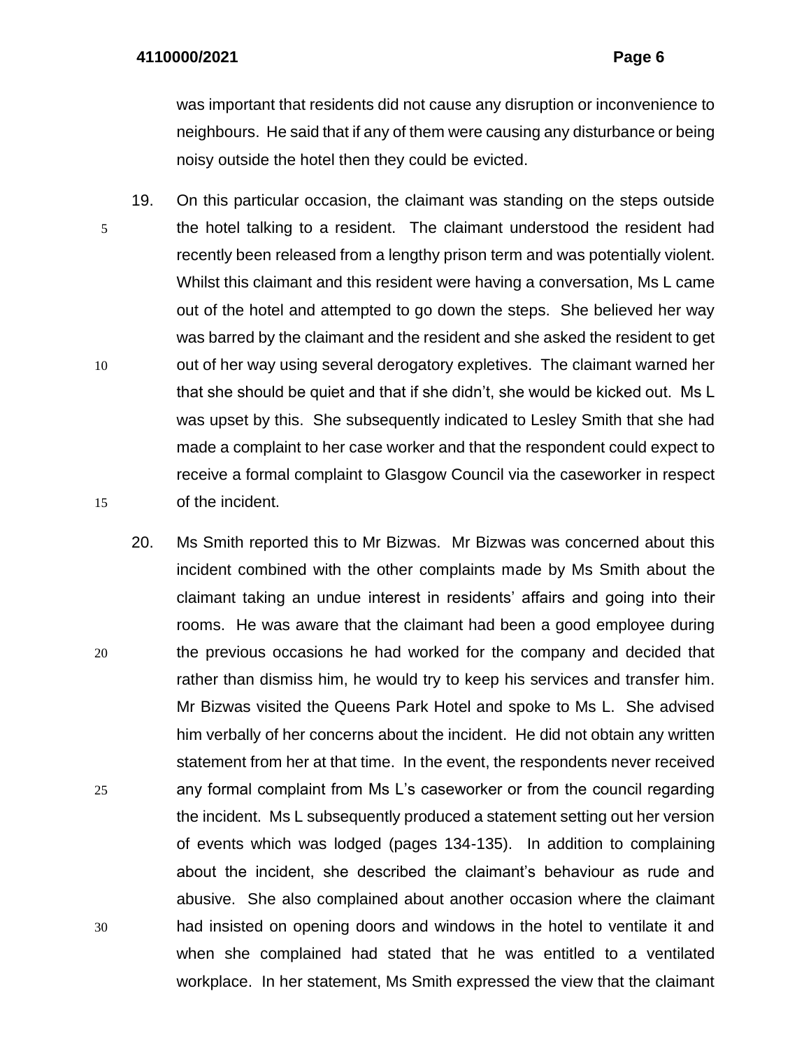was important that residents did not cause any disruption or inconvenience to neighbours. He said that if any of them were causing any disturbance or being noisy outside the hotel then they could be evicted.

19. On this particular occasion, the claimant was standing on the steps outside the hotel talking to a resident. The claimant understood the resident had recently been released from a lengthy prison term and was potentially violent. Whilst this claimant and this resident were having a conversation, Ms L came out of the hotel and attempted to go down the steps. She believed her way was barred by the claimant and the resident and she asked the resident to get out of her way using several derogatory expletives. The claimant warned her that she should be quiet and that if she didn't, she would be kicked out. Ms L was upset by this. She subsequently indicated to Lesley Smith that she had made a complaint to her case worker and that the respondent could expect to receive a formal complaint to Glasgow Council via the caseworker in respect of the incident.

20. Ms Smith reported this to Mr Bizwas. Mr Bizwas was concerned about this incident combined with the other complaints made by Ms Smith about the claimant taking an undue interest in residents' affairs and going into their rooms. He was aware that the claimant had been a good employee during the previous occasions he had worked for the company and decided that rather than dismiss him, he would try to keep his services and transfer him. Mr Bizwas visited the Queens Park Hotel and spoke to Ms L. She advised him verbally of her concerns about the incident. He did not obtain any written statement from her at that time. In the event, the respondents never received any formal complaint from Ms L's caseworker or from the council regarding the incident. Ms L subsequently produced a statement setting out her version of events which was lodged (pages 134-135). In addition to complaining about the incident, she described the claimant's behaviour as rude and abusive. She also complained about another occasion where the claimant had insisted on opening doors and windows in the hotel to ventilate it and when she complained had stated that he was entitled to a ventilated workplace. In her statement, Ms Smith expressed the view that the claimant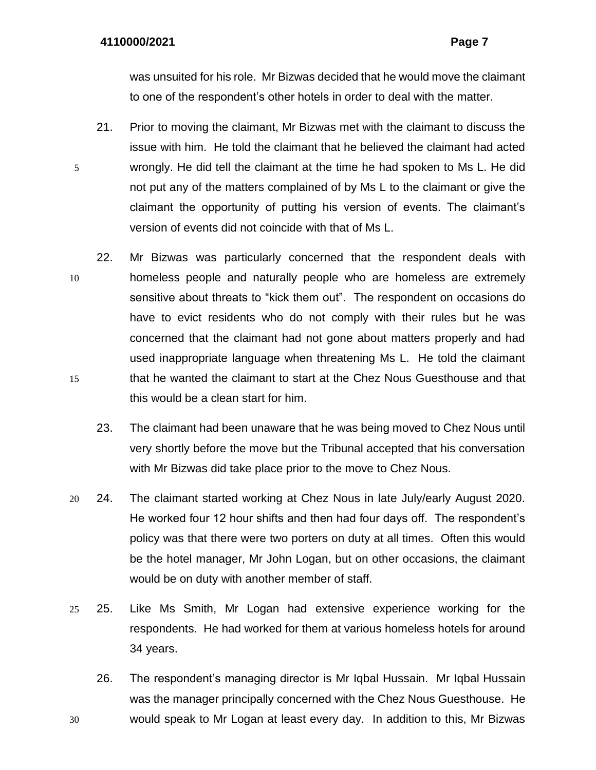was unsuited for his role. Mr Bizwas decided that he would move the claimant to one of the respondent's other hotels in order to deal with the matter.

21. Prior to moving the claimant, Mr Bizwas met with the claimant to discuss the issue with him. He told the claimant that he believed the claimant had acted wrongly. He did tell the claimant at the time he had spoken to Ms L. He did not put any of the matters complained of by Ms L to the claimant or give the claimant the opportunity of putting his version of events. The claimant's version of events did not coincide with that of Ms L.

22. Mr Bizwas was particularly concerned that the respondent deals with homeless people and naturally people who are homeless are extremely sensitive about threats to "kick them out". The respondent on occasions do have to evict residents who do not comply with their rules but he was concerned that the claimant had not gone about matters properly and had used inappropriate language when threatening Ms L. He told the claimant that he wanted the claimant to start at the Chez Nous Guesthouse and that this would be a clean start for him.

23. The claimant had been unaware that he was being moved to Chez Nous until very shortly before the move but the Tribunal accepted that his conversation with Mr Bizwas did take place prior to the move to Chez Nous.

24. The claimant started working at Chez Nous in late July/early August 2020. He worked four 12 hour shifts and then had four days off. The respondent's policy was that there were two porters on duty at all times. Often this would be the hotel manager, Mr John Logan, but on other occasions, the claimant would be on duty with another member of staff.

25. Like Ms Smith, Mr Logan had extensive experience working for the respondents. He had worked for them at various homeless hotels for around 34 years.

26. The respondent's managing director is Mr Iqbal Hussain. Mr Iqbal Hussain was the manager principally concerned with the Chez Nous Guesthouse. He would speak to Mr Logan at least every day. In addition to this, Mr Bizwas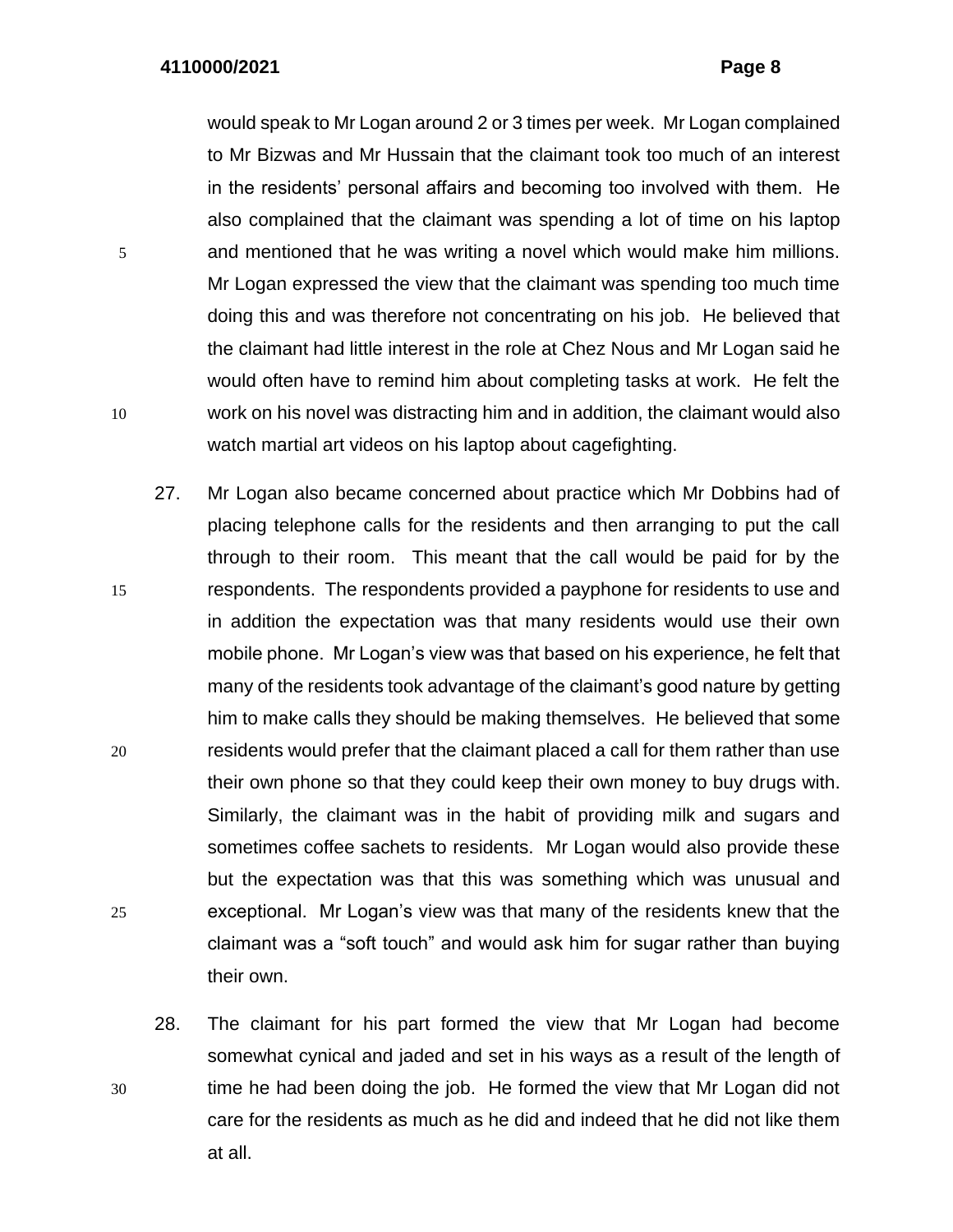would speak to Mr Logan around 2 or 3 times per week. Mr Logan complained to Mr Bizwas and Mr Hussain that the claimant took too much of an interest in the residents' personal affairs and becoming too involved with them. He also complained that the claimant was spending a lot of time on his laptop and mentioned that he was writing a novel which would make him millions. Mr Logan expressed the view that the claimant was spending too much time doing this and was therefore not concentrating on his job. He believed that the claimant had little interest in the role at Chez Nous and Mr Logan said he would often have to remind him about completing tasks at work. He felt the work on his novel was distracting him and in addition, the claimant would also watch martial art videos on his laptop about cagefighting.

27. Mr Logan also became concerned about practice which Mr Dobbins had of placing telephone calls for the residents and then arranging to put the call through to their room. This meant that the call would be paid for by the respondents. The respondents provided a payphone for residents to use and in addition the expectation was that many residents would use their own mobile phone. Mr Logan's view was that based on his experience, he felt that many of the residents took advantage of the claimant's good nature by getting him to make calls they should be making themselves. He believed that some residents would prefer that the claimant placed a call for them rather than use their own phone so that they could keep their own money to buy drugs with. Similarly, the claimant was in the habit of providing milk and sugars and sometimes coffee sachets to residents. Mr Logan would also provide these but the expectation was that this was something which was unusual and exceptional. Mr Logan's view was that many of the residents knew that the claimant was a "soft touch" and would ask him for sugar rather than buying their own.

28. The claimant for his part formed the view that Mr Logan had become somewhat cynical and jaded and set in his ways as a result of the length of time he had been doing the job. He formed the view that Mr Logan did not care for the residents as much as he did and indeed that he did not like them at all.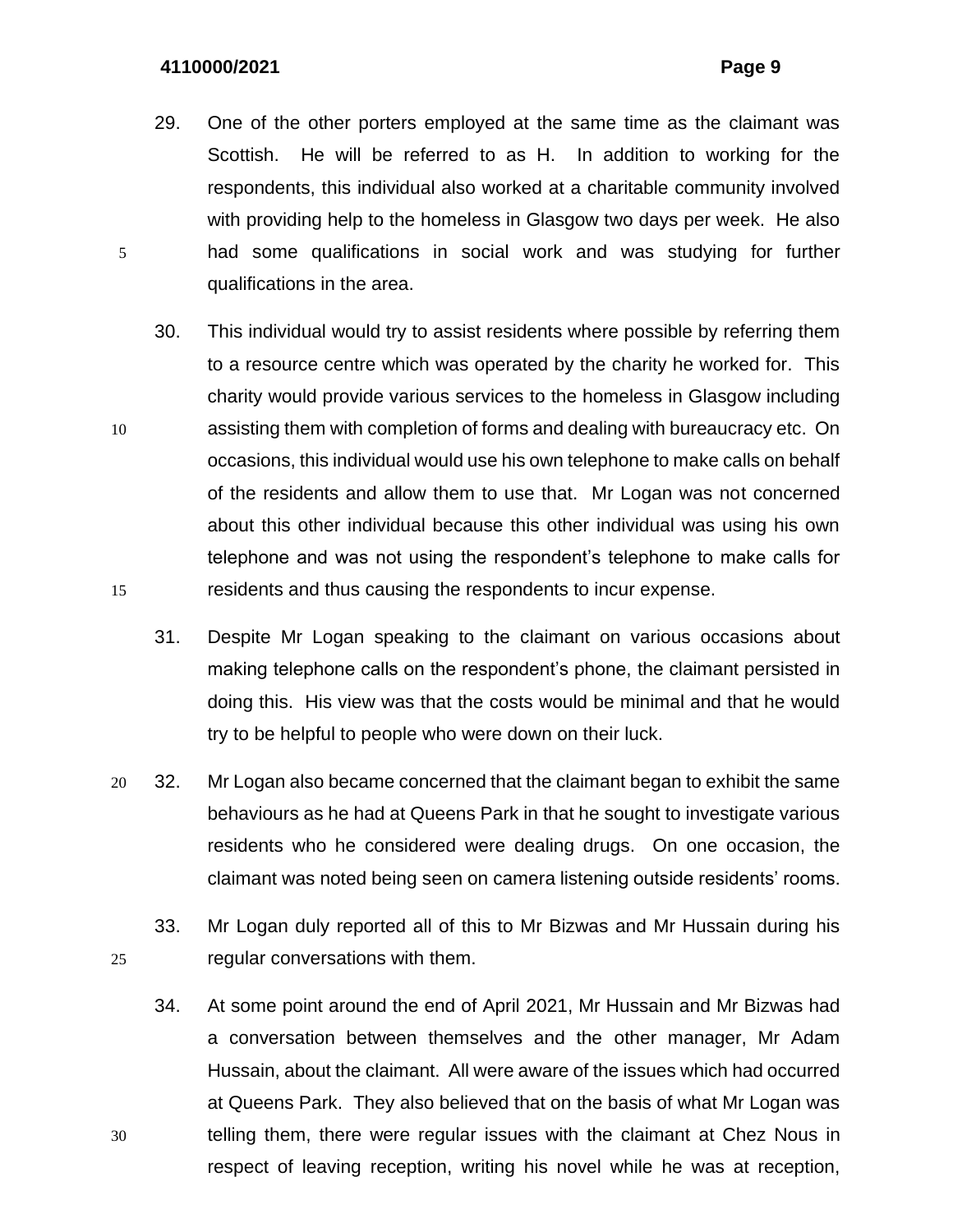29. One of the other porters employed at the same time as the claimant was Scottish. He will be referred to as H. In addition to working for the respondents, this individual also worked at a charitable community involved with providing help to the homeless in Glasgow two days per week. He also had some qualifications in social work and was studying for further qualifications in the area.

30. This individual would try to assist residents where possible by referring them to a resource centre which was operated by the charity he worked for. This charity would provide various services to the homeless in Glasgow including assisting them with completion of forms and dealing with bureaucracy etc. On occasions, this individual would use his own telephone to make calls on behalf of the residents and allow them to use that. Mr Logan was not concerned about this other individual because this other individual was using his own telephone and was not using the respondent's telephone to make calls for residents and thus causing the respondents to incur expense.

31. Despite Mr Logan speaking to the claimant on various occasions about making telephone calls on the respondent's phone, the claimant persisted in doing this. His view was that the costs would be minimal and that he would try to be helpful to people who were down on their luck.

32. Mr Logan also became concerned that the claimant began to exhibit the same behaviours as he had at Queens Park in that he sought to investigate various residents who he considered were dealing drugs. On one occasion, the claimant was noted being seen on camera listening outside residents' rooms.

33. Mr Logan duly reported all of this to Mr Bizwas and Mr Hussain during his regular conversations with them.

34. At some point around the end of April 2021, Mr Hussain and Mr Bizwas had a conversation between themselves and the other manager, Mr Adam Hussain, about the claimant. All were aware of the issues which had occurred at Queens Park. They also believed that on the basis of what Mr Logan was telling them, there were regular issues with the claimant at Chez Nous in respect of leaving reception, writing his novel while he was at reception,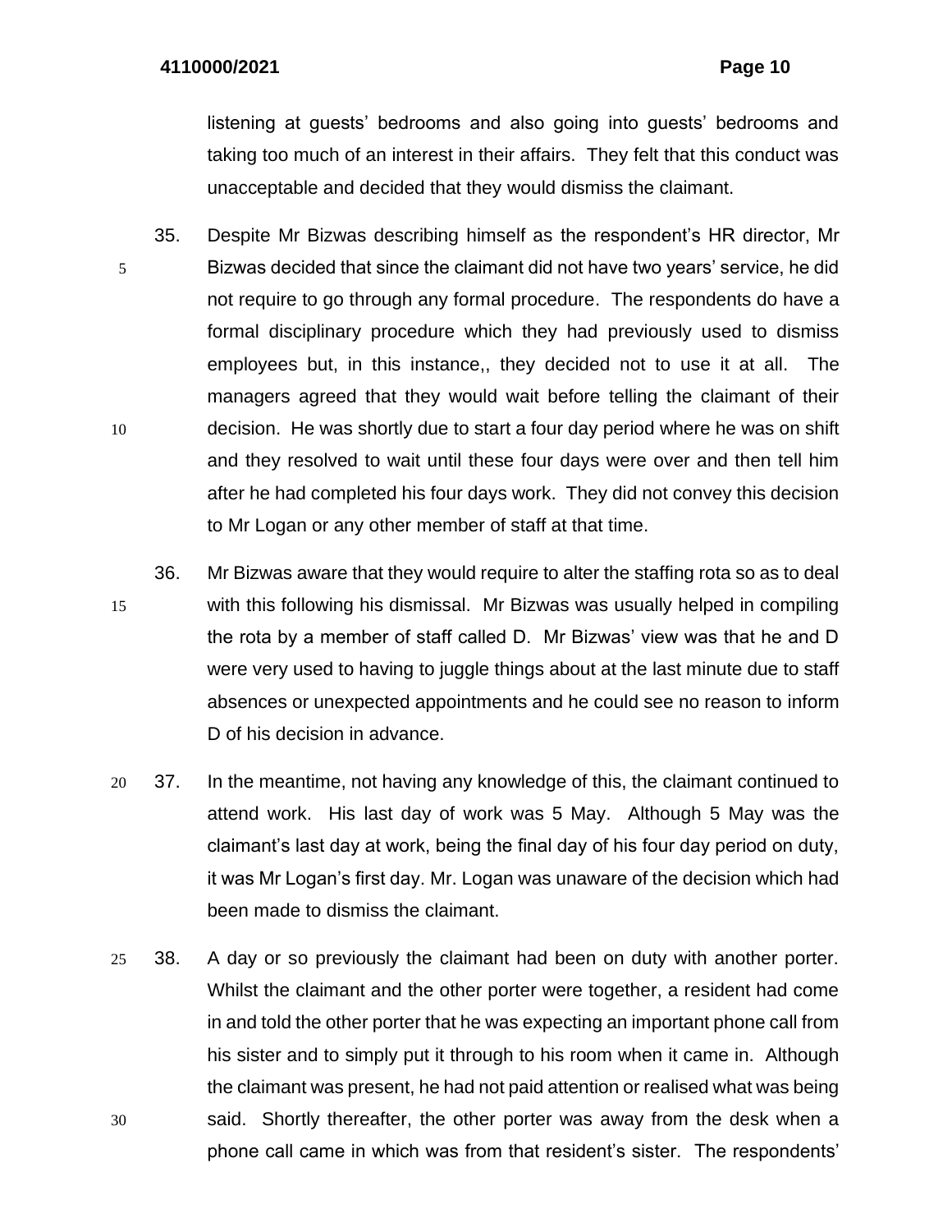listening at guests' bedrooms and also going into guests' bedrooms and taking too much of an interest in their affairs. They felt that this conduct was unacceptable and decided that they would dismiss the claimant.

35. Despite Mr Bizwas describing himself as the respondent's HR director, Mr Bizwas decided that since the claimant did not have two years' service, he did not require to go through any formal procedure. The respondents do have a formal disciplinary procedure which they had previously used to dismiss employees but, in this instance,, they decided not to use it at all. The managers agreed that they would wait before telling the claimant of their decision. He was shortly due to start a four day period where he was on shift and they resolved to wait until these four days were over and then tell him after he had completed his four days work. They did not convey this decision to Mr Logan or any other member of staff at that time.

36. Mr Bizwas aware that they would require to alter the staffing rota so as to deal with this following his dismissal. Mr Bizwas was usually helped in compiling the rota by a member of staff called D. Mr Bizwas' view was that he and D were very used to having to juggle things about at the last minute due to staff absences or unexpected appointments and he could see no reason to inform D of his decision in advance.

37. In the meantime, not having any knowledge of this, the claimant continued to attend work. His last day of work was 5 May. Although 5 May was the claimant's last day at work, being the final day of his four day period on duty, it was Mr Logan's first day. Mr. Logan was unaware of the decision which had been made to dismiss the claimant.

38. A day or so previously the claimant had been on duty with another porter. Whilst the claimant and the other porter were together, a resident had come in and told the other porter that he was expecting an important phone call from his sister and to simply put it through to his room when it came in. Although the claimant was present, he had not paid attention or realised what was being said. Shortly thereafter, the other porter was away from the desk when a phone call came in which was from that resident's sister. The respondents'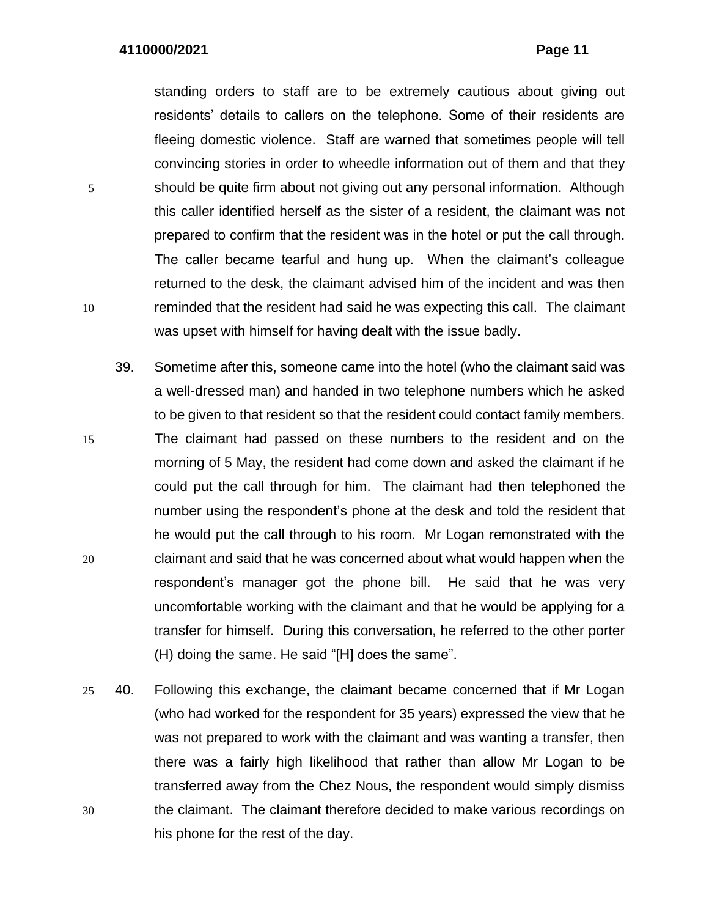standing orders to staff are to be extremely cautious about giving out residents' details to callers on the telephone. Some of their residents are fleeing domestic violence. Staff are warned that sometimes people will tell convincing stories in order to wheedle information out of them and that they should be quite firm about not giving out any personal information. Although this caller identified herself as the sister of a resident, the claimant was not prepared to confirm that the resident was in the hotel or put the call through. The caller became tearful and hung up. When the claimant's colleague returned to the desk, the claimant advised him of the incident and was then reminded that the resident had said he was expecting this call. The claimant was upset with himself for having dealt with the issue badly.

39. Sometime after this, someone came into the hotel (who the claimant said was a well-dressed man) and handed in two telephone numbers which he asked to be given to that resident so that the resident could contact family members. The claimant had passed on these numbers to the resident and on the morning of 5 May, the resident had come down and asked the claimant if he could put the call through for him. The claimant had then telephoned the number using the respondent's phone at the desk and told the resident that he would put the call through to his room. Mr Logan remonstrated with the claimant and said that he was concerned about what would happen when the respondent's manager got the phone bill. He said that he was very uncomfortable working with the claimant and that he would be applying for a transfer for himself. During this conversation, he referred to the other porter (H) doing the same. He said "[H] does the same".

40. Following this exchange, the claimant became concerned that if Mr Logan (who had worked for the respondent for 35 years) expressed the view that he was not prepared to work with the claimant and was wanting a transfer, then there was a fairly high likelihood that rather than allow Mr Logan to be transferred away from the Chez Nous, the respondent would simply dismiss the claimant. The claimant therefore decided to make various recordings on his phone for the rest of the day.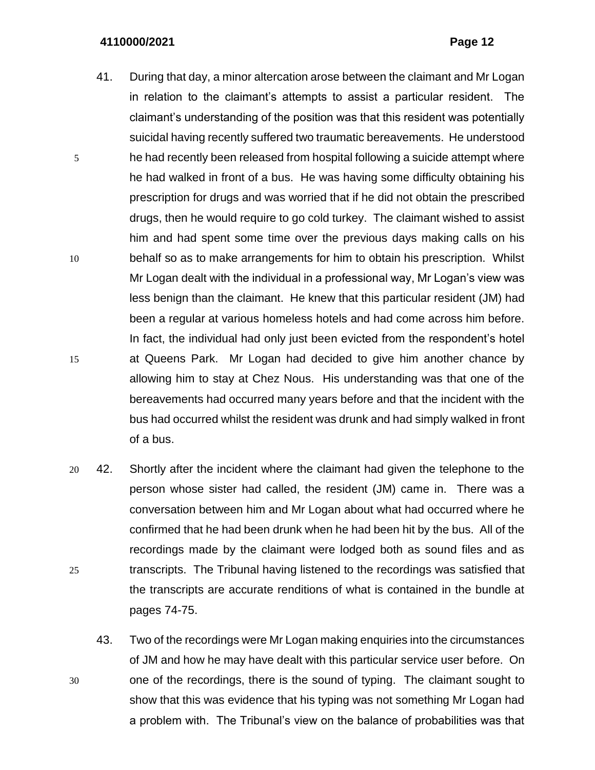41. During that day, a minor altercation arose between the claimant and Mr Logan in relation to the claimant's attempts to assist a particular resident. The claimant's understanding of the position was that this resident was potentially suicidal having recently suffered two traumatic bereavements. He understood he had recently been released from hospital following a suicide attempt where he had walked in front of a bus. He was having some difficulty obtaining his prescription for drugs and was worried that if he did not obtain the prescribed drugs, then he would require to go cold turkey. The claimant wished to assist him and had spent some time over the previous days making calls on his behalf so as to make arrangements for him to obtain his prescription. Whilst Mr Logan dealt with the individual in a professional way, Mr Logan's view was less benign than the claimant. He knew that this particular resident (JM) had been a regular at various homeless hotels and had come across him before. In fact, the individual had only just been evicted from the respondent's hotel at Queens Park. Mr Logan had decided to give him another chance by allowing him to stay at Chez Nous. His understanding was that one of the bereavements had occurred many years before and that the incident with the bus had occurred whilst the resident was drunk and had simply walked in front of a bus.

42. Shortly after the incident where the claimant had given the telephone to the person whose sister had called, the resident (JM) came in. There was a conversation between him and Mr Logan about what had occurred where he confirmed that he had been drunk when he had been hit by the bus. All of the recordings made by the claimant were lodged both as sound files and as transcripts. The Tribunal having listened to the recordings was satisfied that the transcripts are accurate renditions of what is contained in the bundle at pages 74-75.

43. Two of the recordings were Mr Logan making enquiries into the circumstances of JM and how he may have dealt with this particular service user before. On one of the recordings, there is the sound of typing. The claimant sought to show that this was evidence that his typing was not something Mr Logan had a problem with. The Tribunal's view on the balance of probabilities was that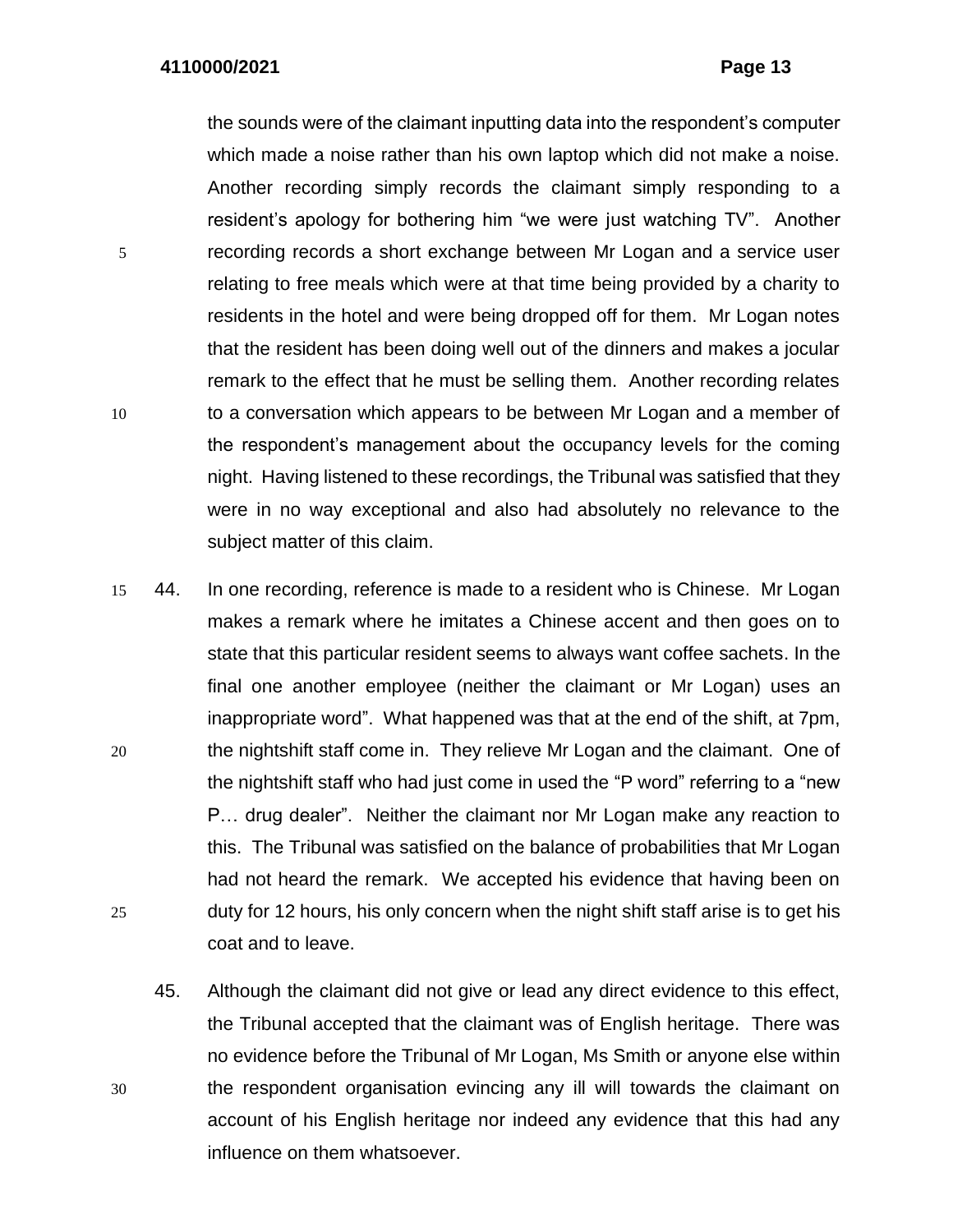the sounds were of the claimant inputting data into the respondent's computer which made a noise rather than his own laptop which did not make a noise. Another recording simply records the claimant simply responding to a resident's apology for bothering him "we were just watching TV". Another recording records a short exchange between Mr Logan and a service user relating to free meals which were at that time being provided by a charity to residents in the hotel and were being dropped off for them. Mr Logan notes that the resident has been doing well out of the dinners and makes a jocular remark to the effect that he must be selling them. Another recording relates to a conversation which appears to be between Mr Logan and a member of the respondent's management about the occupancy levels for the coming night. Having listened to these recordings, the Tribunal was satisfied that they were in no way exceptional and also had absolutely no relevance to the subject matter of this claim.

44. In one recording, reference is made to a resident who is Chinese. Mr Logan makes a remark where he imitates a Chinese accent and then goes on to state that this particular resident seems to always want coffee sachets. In the final one another employee (neither the claimant or Mr Logan) uses an inappropriate word". What happened was that at the end of the shift, at 7pm, the nightshift staff come in. They relieve Mr Logan and the claimant. One of the nightshift staff who had just come in used the "P word" referring to a "new P… drug dealer". Neither the claimant nor Mr Logan make any reaction to this. The Tribunal was satisfied on the balance of probabilities that Mr Logan had not heard the remark. We accepted his evidence that having been on duty for 12 hours, his only concern when the night shift staff arise is to get his coat and to leave.

45. Although the claimant did not give or lead any direct evidence to this effect, the Tribunal accepted that the claimant was of English heritage. There was no evidence before the Tribunal of Mr Logan, Ms Smith or anyone else within the respondent organisation evincing any ill will towards the claimant on account of his English heritage nor indeed any evidence that this had any influence on them whatsoever.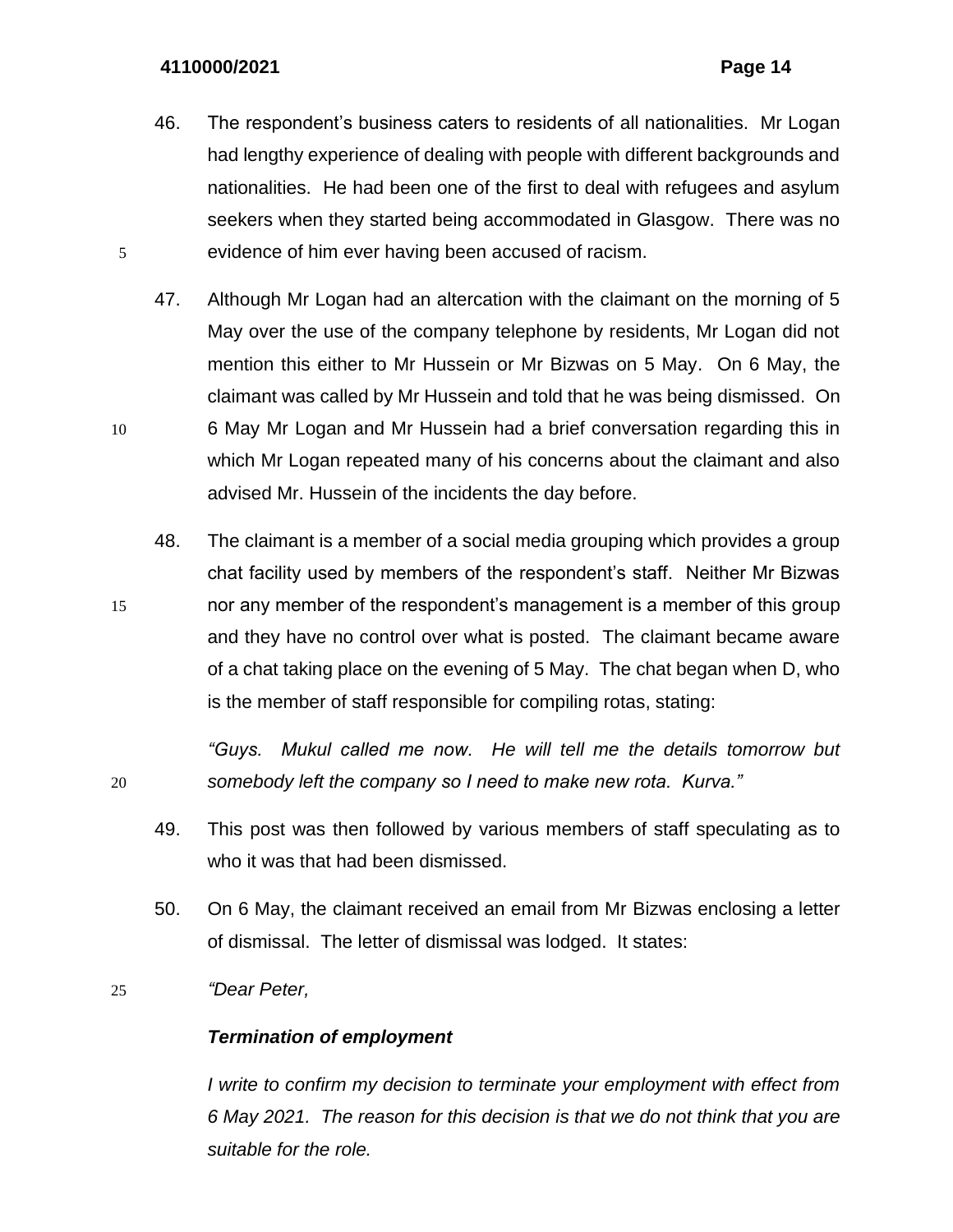46. The respondent's business caters to residents of all nationalities. Mr Logan had lengthy experience of dealing with people with different backgrounds and nationalities. He had been one of the first to deal with refugees and asylum seekers when they started being accommodated in Glasgow. There was no evidence of him ever having been accused of racism.

47. Although Mr Logan had an altercation with the claimant on the morning of 5 May over the use of the company telephone by residents, Mr Logan did not mention this either to Mr Hussein or Mr Bizwas on 5 May. On 6 May, the claimant was called by Mr Hussein and told that he was being dismissed. On 6 May Mr Logan and Mr Hussein had a brief conversation regarding this in which Mr Logan repeated many of his concerns about the claimant and also advised Mr. Hussein of the incidents the day before.

48. The claimant is a member of a social media grouping which provides a group chat facility used by members of the respondent's staff. Neither Mr Bizwas nor any member of the respondent's management is a member of this group and they have no control over what is posted. The claimant became aware of a chat taking place on the evening of 5 May. The chat began when D, who is the member of staff responsible for compiling rotas, stating:

*"Guys. Mukul called me now. He will tell me the details tomorrow but somebody left the company so I need to make new rota. Kurva."*

49. This post was then followed by various members of staff speculating as to who it was that had been dismissed.

50. On 6 May, the claimant received an email from Mr Bizwas enclosing a letter of dismissal. The letter of dismissal was lodged. It states:

*"Dear Peter,*

***Termination of employment***

*I write to confirm my decision to terminate your employment with effect from 6 May 2021. The reason for this decision is that we do not think that you are suitable for the role.*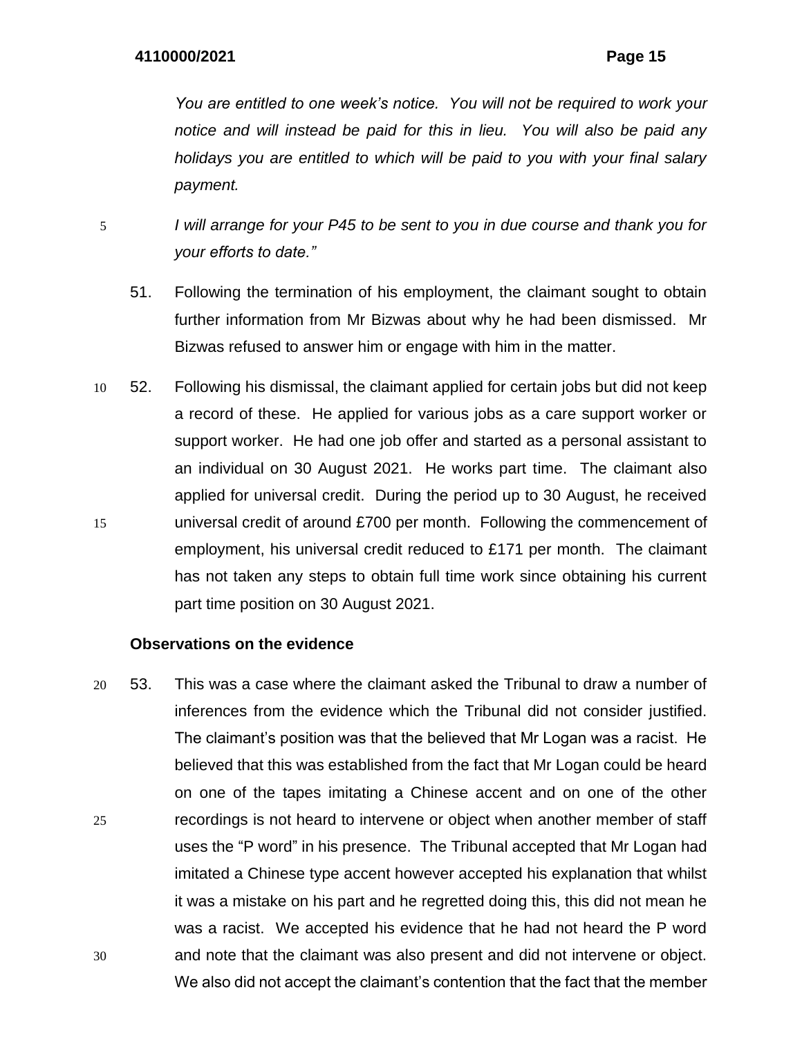*You are entitled to one week's notice. You will not be required to work your notice and will instead be paid for this in lieu. You will also be paid any holidays you are entitled to which will be paid to you with your final salary payment.*

*I will arrange for your P45 to be sent to you in due course and thank you for your efforts to date."*

51. Following the termination of his employment, the claimant sought to obtain further information from Mr Bizwas about why he had been dismissed. Mr Bizwas refused to answer him or engage with him in the matter.

52. Following his dismissal, the claimant applied for certain jobs but did not keep a record of these. He applied for various jobs as a care support worker or support worker. He had one job offer and started as a personal assistant to an individual on 30 August 2021. He works part time. The claimant also applied for universal credit. During the period up to 30 August, he received universal credit of around £700 per month. Following the commencement of employment, his universal credit reduced to £171 per month. The claimant has not taken any steps to obtain full time work since obtaining his current part time position on 30 August 2021.

**Observations on the evidence**

53. This was a case where the claimant asked the Tribunal to draw a number of inferences from the evidence which the Tribunal did not consider justified. The claimant's position was that the believed that Mr Logan was a racist. He believed that this was established from the fact that Mr Logan could be heard on one of the tapes imitating a Chinese accent and on one of the other recordings is not heard to intervene or object when another member of staff uses the "P word" in his presence. The Tribunal accepted that Mr Logan had imitated a Chinese type accent however accepted his explanation that whilst it was a mistake on his part and he regretted doing this, this did not mean he was a racist. We accepted his evidence that he had not heard the P word and note that the claimant was also present and did not intervene or object. We also did not accept the claimant's contention that the fact that the member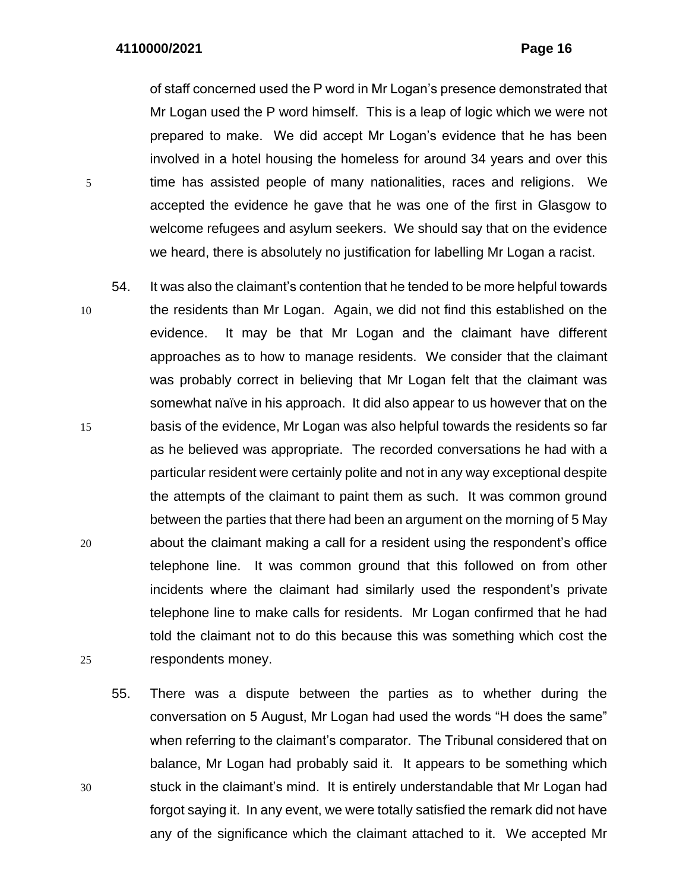of staff concerned used the P word in Mr Logan's presence demonstrated that Mr Logan used the P word himself. This is a leap of logic which we were not prepared to make. We did accept Mr Logan's evidence that he has been involved in a hotel housing the homeless for around 34 years and over this time has assisted people of many nationalities, races and religions. We accepted the evidence he gave that he was one of the first in Glasgow to welcome refugees and asylum seekers. We should say that on the evidence we heard, there is absolutely no justification for labelling Mr Logan a racist.

54. It was also the claimant's contention that he tended to be more helpful towards the residents than Mr Logan. Again, we did not find this established on the evidence. It may be that Mr Logan and the claimant have different approaches as to how to manage residents. We consider that the claimant was probably correct in believing that Mr Logan felt that the claimant was somewhat naïve in his approach. It did also appear to us however that on the basis of the evidence, Mr Logan was also helpful towards the residents so far as he believed was appropriate. The recorded conversations he had with a particular resident were certainly polite and not in any way exceptional despite the attempts of the claimant to paint them as such. It was common ground between the parties that there had been an argument on the morning of 5 May about the claimant making a call for a resident using the respondent's office telephone line. It was common ground that this followed on from other incidents where the claimant had similarly used the respondent's private telephone line to make calls for residents. Mr Logan confirmed that he had told the claimant not to do this because this was something which cost the respondents money.

55. There was a dispute between the parties as to whether during the conversation on 5 August, Mr Logan had used the words "H does the same" when referring to the claimant's comparator. The Tribunal considered that on balance, Mr Logan had probably said it. It appears to be something which stuck in the claimant's mind. It is entirely understandable that Mr Logan had forgot saying it. In any event, we were totally satisfied the remark did not have any of the significance which the claimant attached to it. We accepted Mr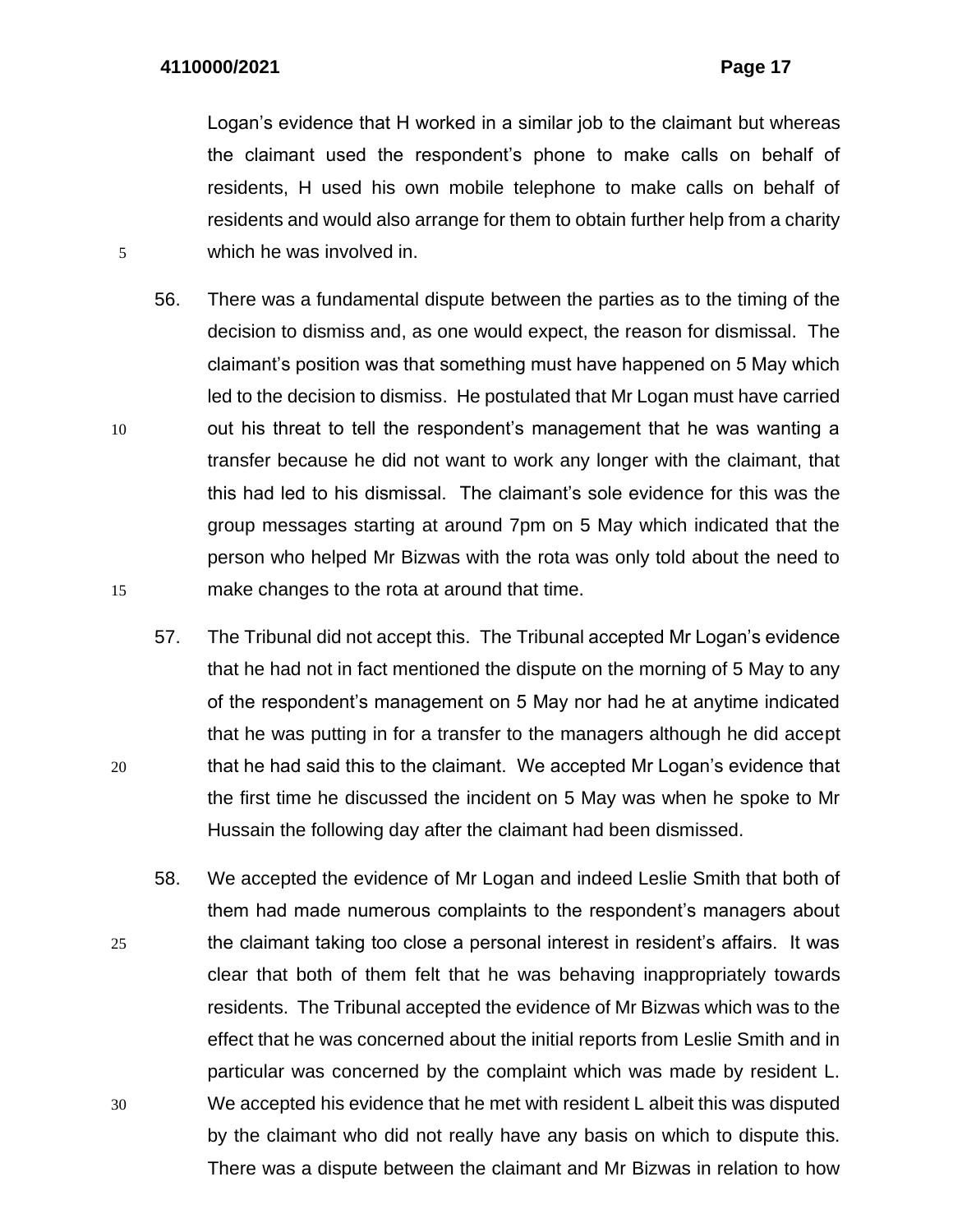Logan's evidence that H worked in a similar job to the claimant but whereas the claimant used the respondent's phone to make calls on behalf of residents, H used his own mobile telephone to make calls on behalf of residents and would also arrange for them to obtain further help from a charity which he was involved in.

56. There was a fundamental dispute between the parties as to the timing of the decision to dismiss and, as one would expect, the reason for dismissal. The claimant's position was that something must have happened on 5 May which led to the decision to dismiss. He postulated that Mr Logan must have carried out his threat to tell the respondent's management that he was wanting a transfer because he did not want to work any longer with the claimant, that this had led to his dismissal. The claimant's sole evidence for this was the group messages starting at around 7pm on 5 May which indicated that the person who helped Mr Bizwas with the rota was only told about the need to make changes to the rota at around that time.

57. The Tribunal did not accept this. The Tribunal accepted Mr Logan's evidence that he had not in fact mentioned the dispute on the morning of 5 May to any of the respondent's management on 5 May nor had he at anytime indicated that he was putting in for a transfer to the managers although he did accept that he had said this to the claimant. We accepted Mr Logan's evidence that the first time he discussed the incident on 5 May was when he spoke to Mr Hussain the following day after the claimant had been dismissed.

58. We accepted the evidence of Mr Logan and indeed Leslie Smith that both of them had made numerous complaints to the respondent's managers about the claimant taking too close a personal interest in resident's affairs. It was clear that both of them felt that he was behaving inappropriately towards residents. The Tribunal accepted the evidence of Mr Bizwas which was to the effect that he was concerned about the initial reports from Leslie Smith and in particular was concerned by the complaint which was made by resident L. We accepted his evidence that he met with resident L albeit this was disputed by the claimant who did not really have any basis on which to dispute this. There was a dispute between the claimant and Mr Bizwas in relation to how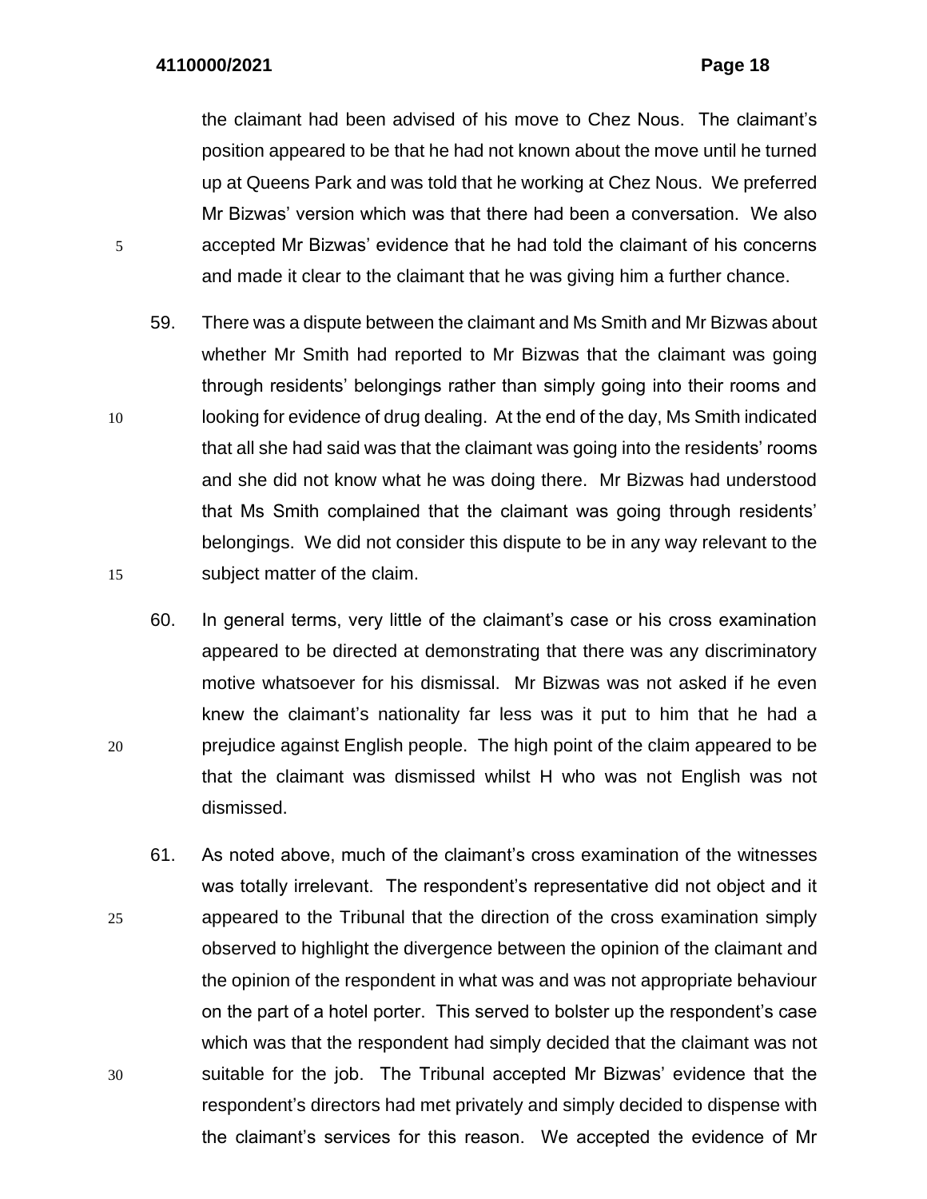the claimant had been advised of his move to Chez Nous. The claimant's position appeared to be that he had not known about the move until he turned up at Queens Park and was told that he working at Chez Nous. We preferred Mr Bizwas' version which was that there had been a conversation. We also accepted Mr Bizwas' evidence that he had told the claimant of his concerns and made it clear to the claimant that he was giving him a further chance.

59. There was a dispute between the claimant and Ms Smith and Mr Bizwas about whether Mr Smith had reported to Mr Bizwas that the claimant was going through residents' belongings rather than simply going into their rooms and looking for evidence of drug dealing. At the end of the day, Ms Smith indicated that all she had said was that the claimant was going into the residents' rooms and she did not know what he was doing there. Mr Bizwas had understood that Ms Smith complained that the claimant was going through residents' belongings. We did not consider this dispute to be in any way relevant to the subject matter of the claim.

60. In general terms, very little of the claimant's case or his cross examination appeared to be directed at demonstrating that there was any discriminatory motive whatsoever for his dismissal. Mr Bizwas was not asked if he even knew the claimant's nationality far less was it put to him that he had a prejudice against English people. The high point of the claim appeared to be that the claimant was dismissed whilst H who was not English was not dismissed.

61. As noted above, much of the claimant's cross examination of the witnesses was totally irrelevant. The respondent's representative did not object and it appeared to the Tribunal that the direction of the cross examination simply observed to highlight the divergence between the opinion of the claimant and the opinion of the respondent in what was and was not appropriate behaviour on the part of a hotel porter. This served to bolster up the respondent's case which was that the respondent had simply decided that the claimant was not suitable for the job. The Tribunal accepted Mr Bizwas' evidence that the respondent's directors had met privately and simply decided to dispense with the claimant's services for this reason. We accepted the evidence of Mr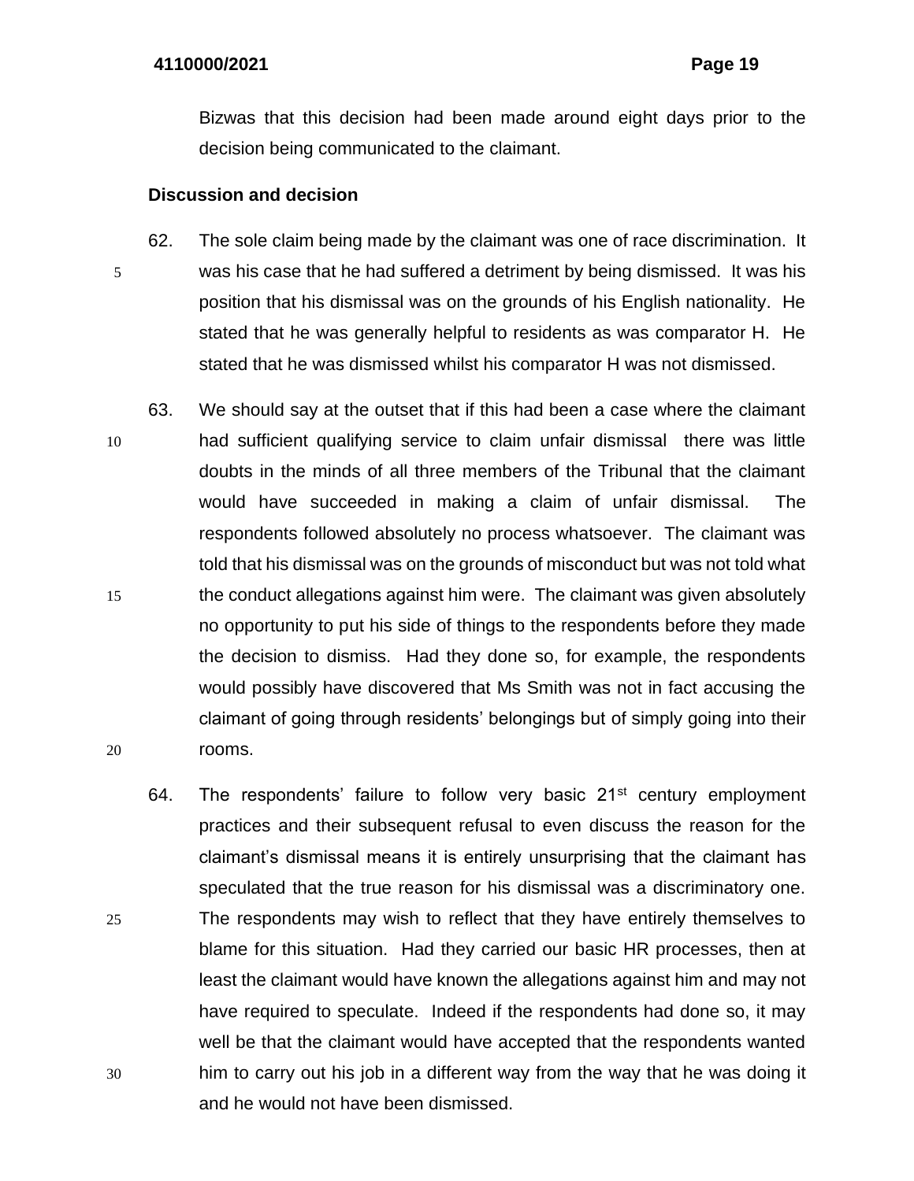Bizwas that this decision had been made around eight days prior to the decision being communicated to the claimant.

**Discussion and decision**

62. The sole claim being made by the claimant was one of race discrimination. It was his case that he had suffered a detriment by being dismissed. It was his position that his dismissal was on the grounds of his English nationality. He stated that he was generally helpful to residents as was comparator H. He stated that he was dismissed whilst his comparator H was not dismissed.

63. We should say at the outset that if this had been a case where the claimant had sufficient qualifying service to claim unfair dismissal there was little doubts in the minds of all three members of the Tribunal that the claimant would have succeeded in making a claim of unfair dismissal. The respondents followed absolutely no process whatsoever. The claimant was told that his dismissal was on the grounds of misconduct but was not told what the conduct allegations against him were. The claimant was given absolutely no opportunity to put his side of things to the respondents before they made the decision to dismiss. Had they done so, for example, the respondents would possibly have discovered that Ms Smith was not in fact accusing the claimant of going through residents' belongings but of simply going into their rooms.

64. The respondents' failure to follow very basic 21st century employment practices and their subsequent refusal to even discuss the reason for the claimant's dismissal means it is entirely unsurprising that the claimant has speculated that the true reason for his dismissal was a discriminatory one. The respondents may wish to reflect that they have entirely themselves to blame for this situation. Had they carried our basic HR processes, then at least the claimant would have known the allegations against him and may not have required to speculate. Indeed if the respondents had done so, it may well be that the claimant would have accepted that the respondents wanted him to carry out his job in a different way from the way that he was doing it and he would not have been dismissed.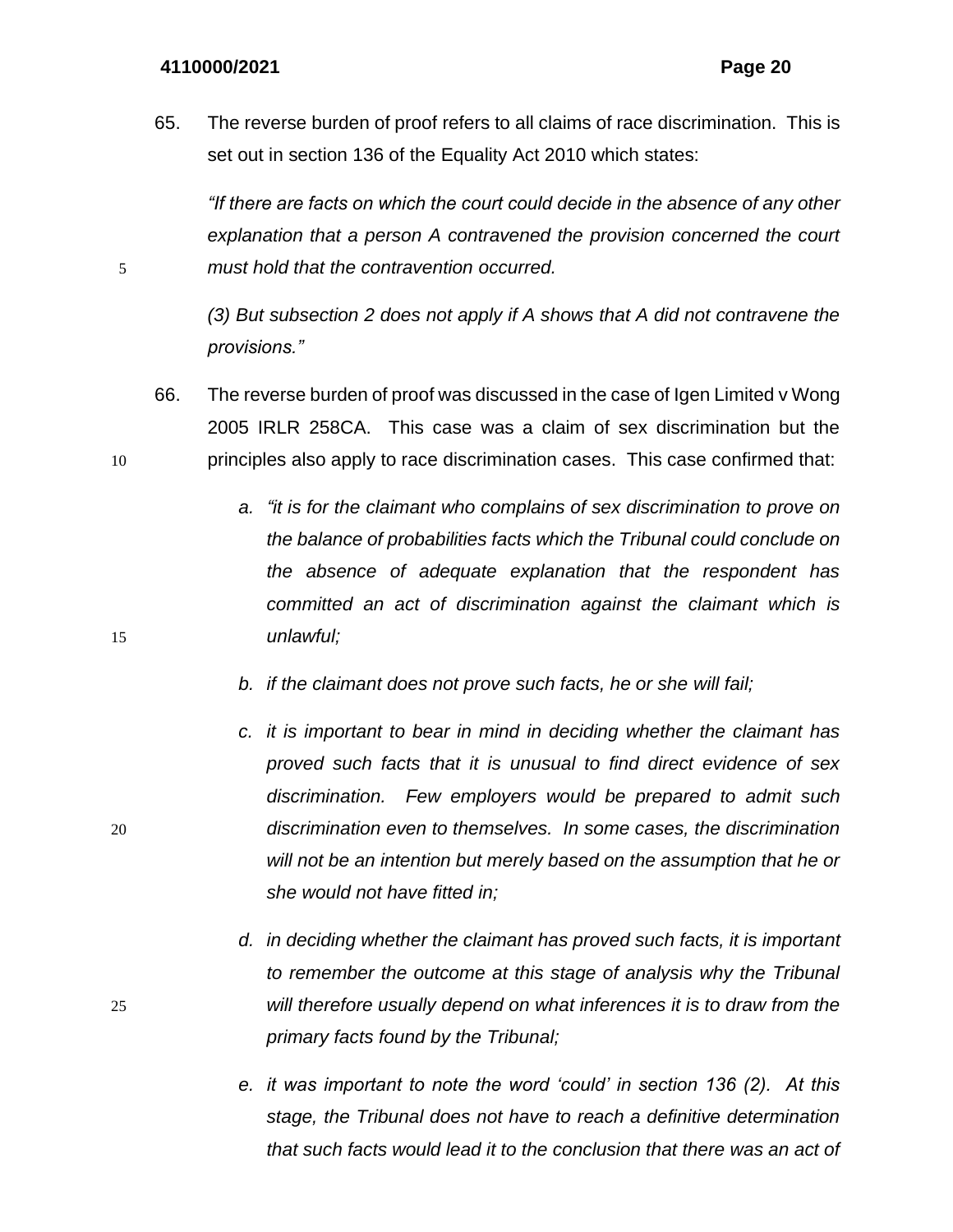65. The reverse burden of proof refers to all claims of race discrimination. This is set out in section 136 of the Equality Act 2010 which states:

*"If there are facts on which the court could decide in the absence of any other explanation that a person A contravened the provision concerned the court must hold that the contravention occurred.*

*(3) But subsection 2 does not apply if A shows that A did not contravene the provisions."*

66. The reverse burden of proof was discussed in the case of Igen Limited v Wong 2005 IRLR 258CA. This case was a claim of sex discrimination but the principles also apply to race discrimination cases. This case confirmed that:

   a. *"it is for the claimant who complains of sex discrimination to prove on the balance of probabilities facts which the Tribunal could conclude on the absence of adequate explanation that the respondent has committed an act of discrimination against the claimant which is unlawful;*

   b. *if the claimant does not prove such facts, he or she will fail;*

   c. *it is important to bear in mind in deciding whether the claimant has proved such facts that it is unusual to find direct evidence of sex discrimination. Few employers would be prepared to admit such discrimination even to themselves. In some cases, the discrimination will not be an intention but merely based on the assumption that he or she would not have fitted in;*

   d. *in deciding whether the claimant has proved such facts, it is important to remember the outcome at this stage of analysis why the Tribunal will therefore usually depend on what inferences it is to draw from the primary facts found by the Tribunal;*

   e. *it was important to note the word 'could' in section 136 (2). At this stage, the Tribunal does not have to reach a definitive determination that such facts would lead it to the conclusion that there was an act of*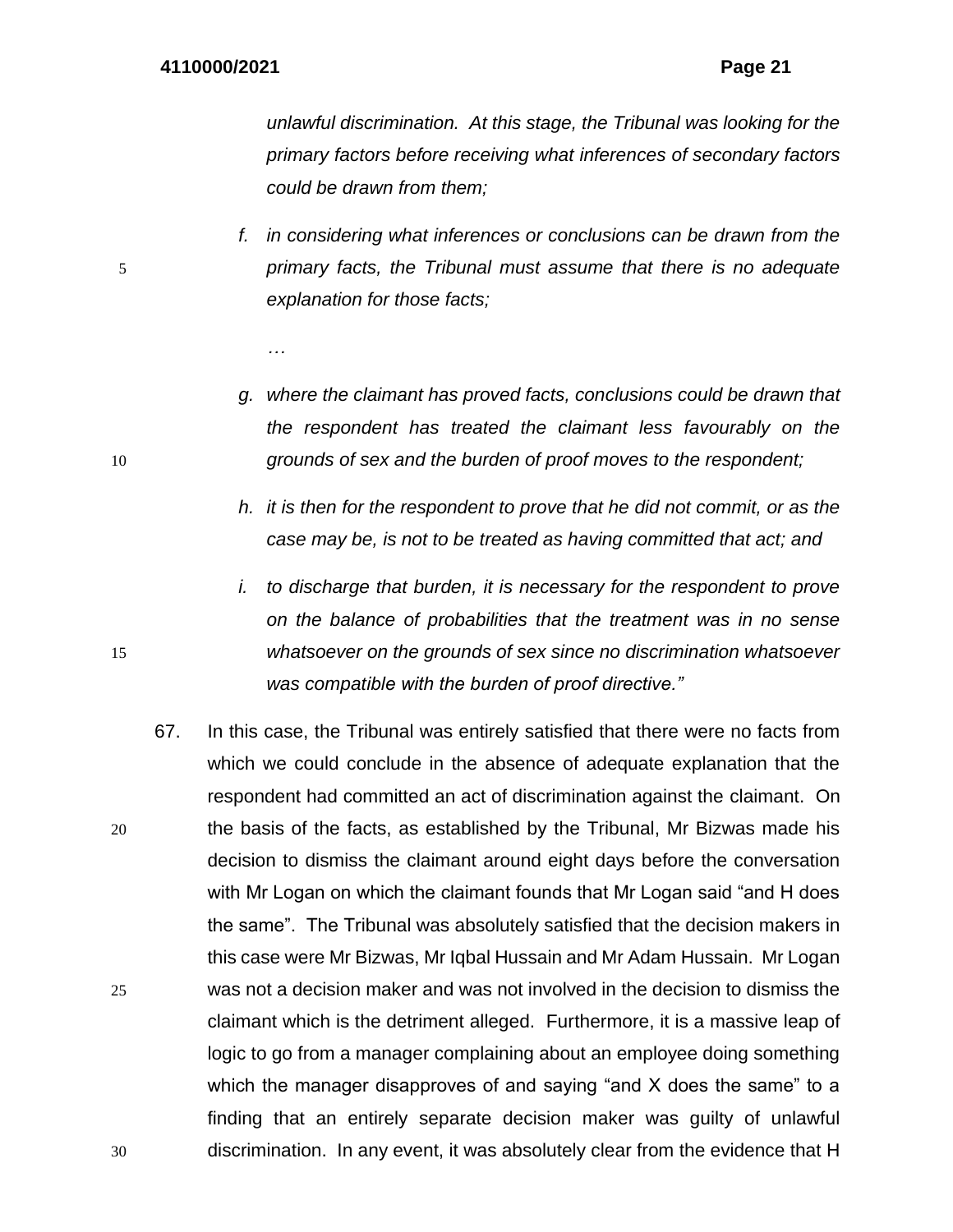*unlawful discrimination. At this stage, the Tribunal was looking for the primary factors before receiving what inferences of secondary factors could be drawn from them;*

*f. in considering what inferences or conclusions can be drawn from the primary facts, the Tribunal must assume that there is no adequate explanation for those facts;*

*…*

*g. where the claimant has proved facts, conclusions could be drawn that the respondent has treated the claimant less favourably on the grounds of sex and the burden of proof moves to the respondent;*

*h. it is then for the respondent to prove that he did not commit, or as the case may be, is not to be treated as having committed that act; and*

*i. to discharge that burden, it is necessary for the respondent to prove on the balance of probabilities that the treatment was in no sense whatsoever on the grounds of sex since no discrimination whatsoever was compatible with the burden of proof directive."*

67. In this case, the Tribunal was entirely satisfied that there were no facts from which we could conclude in the absence of adequate explanation that the respondent had committed an act of discrimination against the claimant. On the basis of the facts, as established by the Tribunal, Mr Bizwas made his decision to dismiss the claimant around eight days before the conversation with Mr Logan on which the claimant founds that Mr Logan said "and H does the same". The Tribunal was absolutely satisfied that the decision makers in this case were Mr Bizwas, Mr Iqbal Hussain and Mr Adam Hussain. Mr Logan was not a decision maker and was not involved in the decision to dismiss the claimant which is the detriment alleged. Furthermore, it is a massive leap of logic to go from a manager complaining about an employee doing something which the manager disapproves of and saying "and X does the same" to a finding that an entirely separate decision maker was guilty of unlawful discrimination. In any event, it was absolutely clear from the evidence that H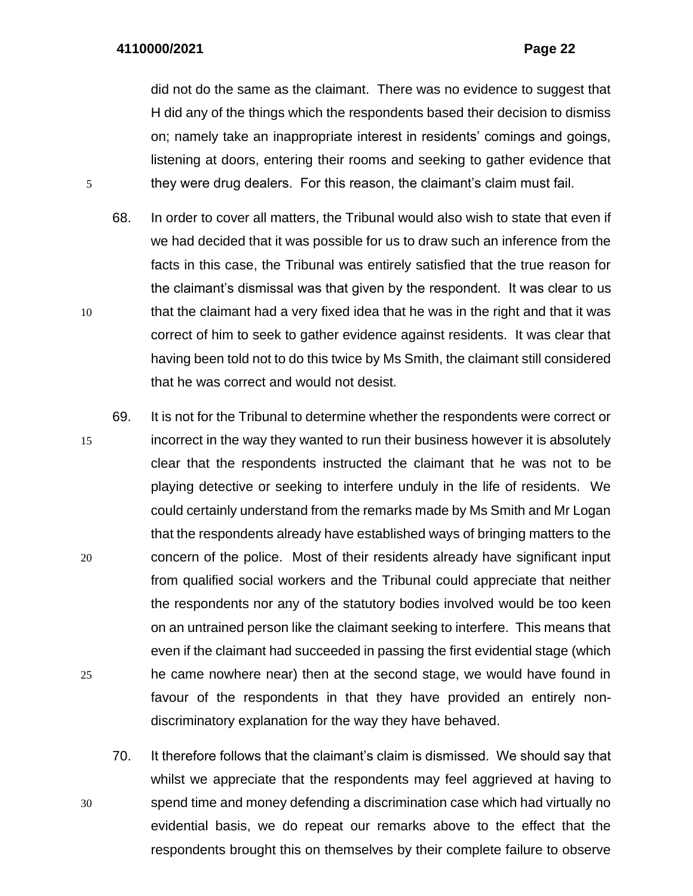did not do the same as the claimant. There was no evidence to suggest that H did any of the things which the respondents based their decision to dismiss on; namely take an inappropriate interest in residents' comings and goings, listening at doors, entering their rooms and seeking to gather evidence that they were drug dealers. For this reason, the claimant's claim must fail.

68. In order to cover all matters, the Tribunal would also wish to state that even if we had decided that it was possible for us to draw such an inference from the facts in this case, the Tribunal was entirely satisfied that the true reason for the claimant's dismissal was that given by the respondent. It was clear to us that the claimant had a very fixed idea that he was in the right and that it was correct of him to seek to gather evidence against residents. It was clear that having been told not to do this twice by Ms Smith, the claimant still considered that he was correct and would not desist.

69. It is not for the Tribunal to determine whether the respondents were correct or incorrect in the way they wanted to run their business however it is absolutely clear that the respondents instructed the claimant that he was not to be playing detective or seeking to interfere unduly in the life of residents. We could certainly understand from the remarks made by Ms Smith and Mr Logan that the respondents already have established ways of bringing matters to the concern of the police. Most of their residents already have significant input from qualified social workers and the Tribunal could appreciate that neither the respondents nor any of the statutory bodies involved would be too keen on an untrained person like the claimant seeking to interfere. This means that even if the claimant had succeeded in passing the first evidential stage (which he came nowhere near) then at the second stage, we would have found in favour of the respondents in that they have provided an entirely non-discriminatory explanation for the way they have behaved.

70. It therefore follows that the claimant's claim is dismissed. We should say that whilst we appreciate that the respondents may feel aggrieved at having to spend time and money defending a discrimination case which had virtually no evidential basis, we do repeat our remarks above to the effect that the respondents brought this on themselves by their complete failure to observe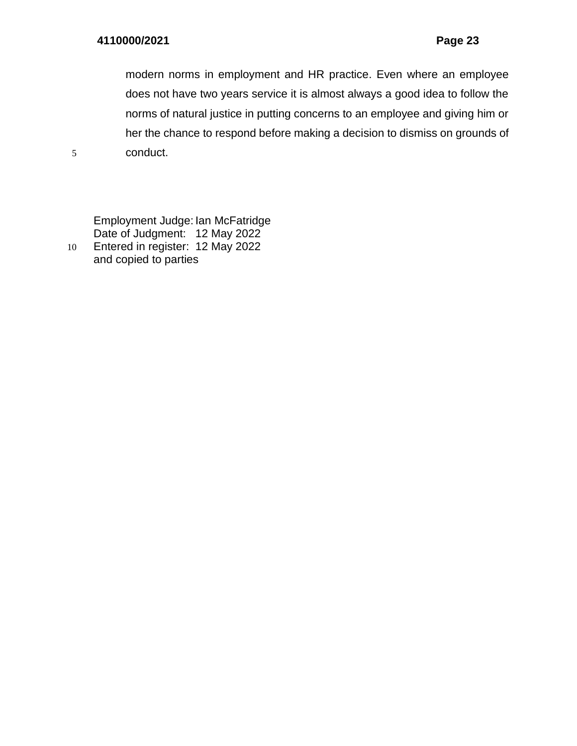modern norms in employment and HR practice. Even where an employee does not have two years service it is almost always a good idea to follow the norms of natural justice in putting concerns to an employee and giving him or her the chance to respond before making a decision to dismiss on grounds of conduct.

Employment Judge: Ian McFatridge
Date of Judgment: 12 May 2022
Entered in register: 12 May 2022
and copied to parties